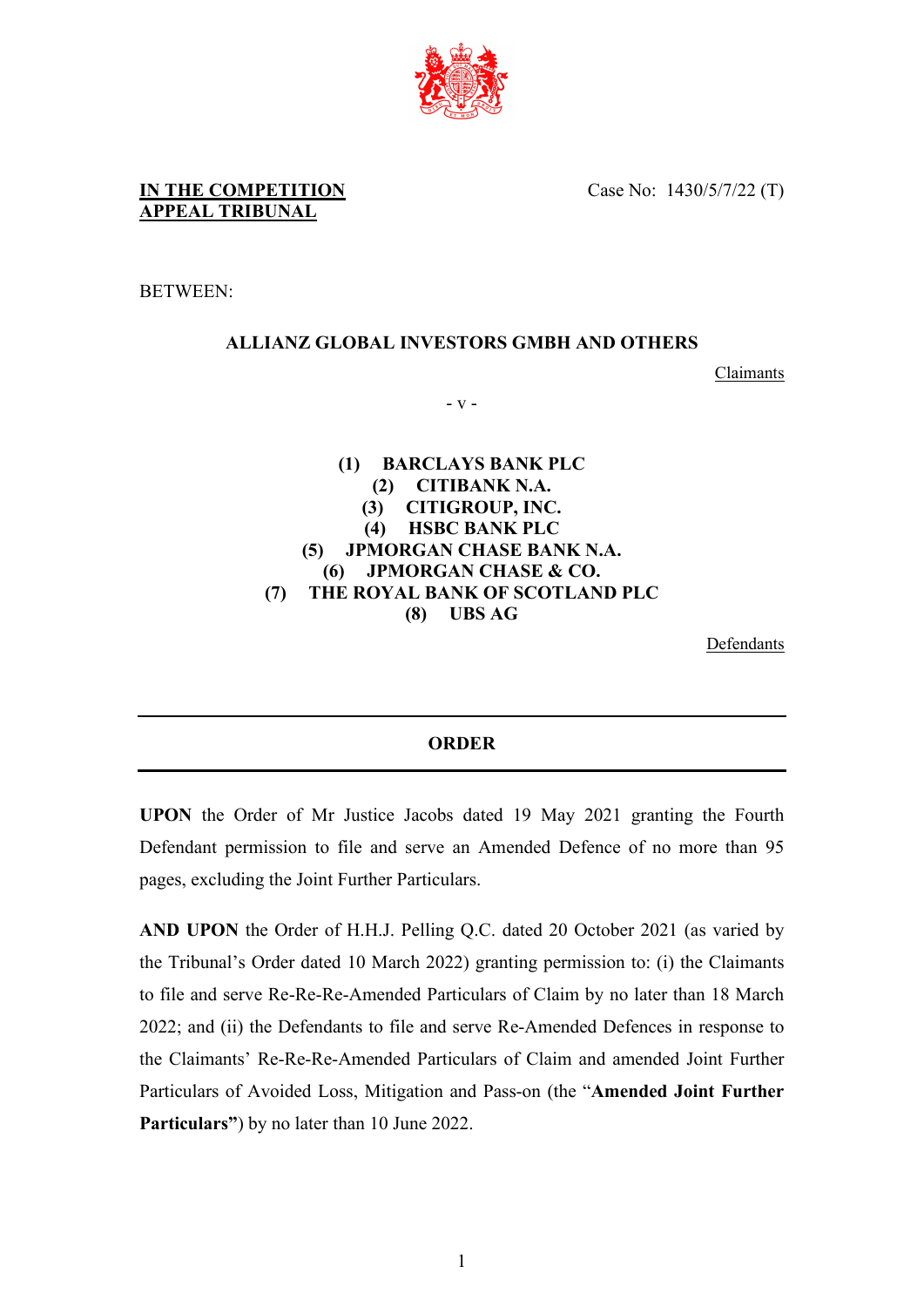**IN THE COMPETITION APPEAL TRIBUNAL**

Case No: 1430/5/7/22 (T)

BETWEEN:

**ALLIANZ GLOBAL INVESTORS GMBH AND OTHERS**

Claimants

\- v -

**(1) BARCLAYS BANK PLC**
**(2) CITIBANK N.A.**
**(3) CITIGROUP, INC.**
**(4) HSBC BANK PLC**
**(5) JPMORGAN CHASE BANK N.A.**
**(6) JPMORGAN CHASE & CO.**
**(7) THE ROYAL BANK OF SCOTLAND PLC**
**(8) UBS AG**

Defendants

---

## ORDER

---

**UPON** the Order of Mr Justice Jacobs dated 19 May 2021 granting the Fourth Defendant permission to file and serve an Amended Defence of no more than 95 pages, excluding the Joint Further Particulars.

**AND UPON** the Order of H.H.J. Pelling Q.C. dated 20 October 2021 (as varied by the Tribunal's Order dated 10 March 2022) granting permission to: (i) the Claimants to file and serve Re-Re-Re-Amended Particulars of Claim by no later than 18 March 2022; and (ii) the Defendants to file and serve Re-Amended Defences in response to the Claimants' Re-Re-Re-Amended Particulars of Claim and amended Joint Further Particulars of Avoided Loss, Mitigation and Pass-on (the "**Amended Joint Further Particulars"**) by no later than 10 June 2022.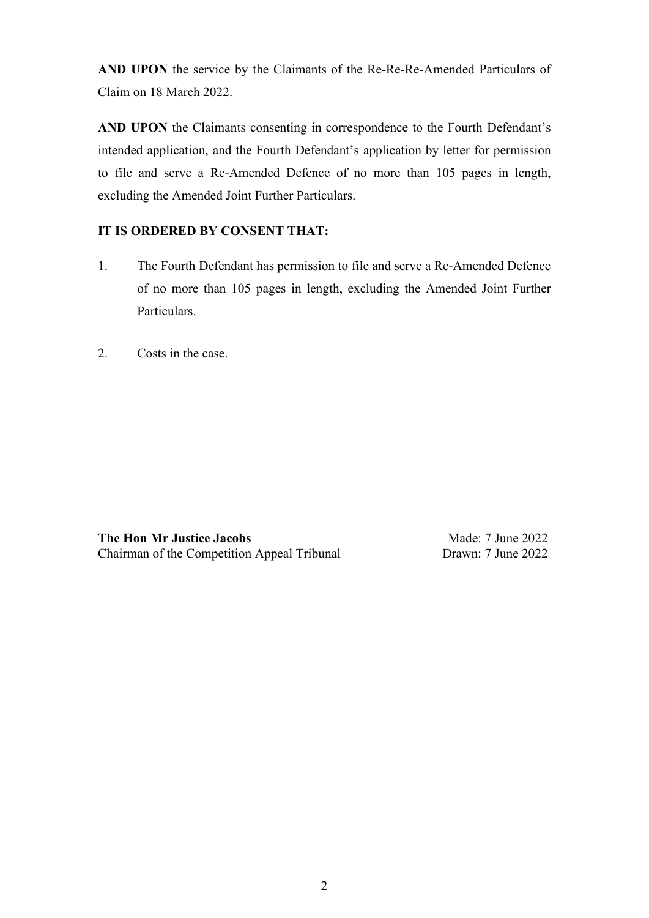**AND UPON** the service by the Claimants of the Re-Re-Re-Amended Particulars of Claim on 18 March 2022.

**AND UPON** the Claimants consenting in correspondence to the Fourth Defendant's intended application, and the Fourth Defendant's application by letter for permission to file and serve a Re-Amended Defence of no more than 105 pages in length, excluding the Amended Joint Further Particulars.

**IT IS ORDERED BY CONSENT THAT:**

1. The Fourth Defendant has permission to file and serve a Re-Amended Defence of no more than 105 pages in length, excluding the Amended Joint Further Particulars.

2. Costs in the case.

**The Hon Mr Justice Jacobs**
Chairman of the Competition Appeal Tribunal

Made: 7 June 2022
Drawn: 7 June 2022